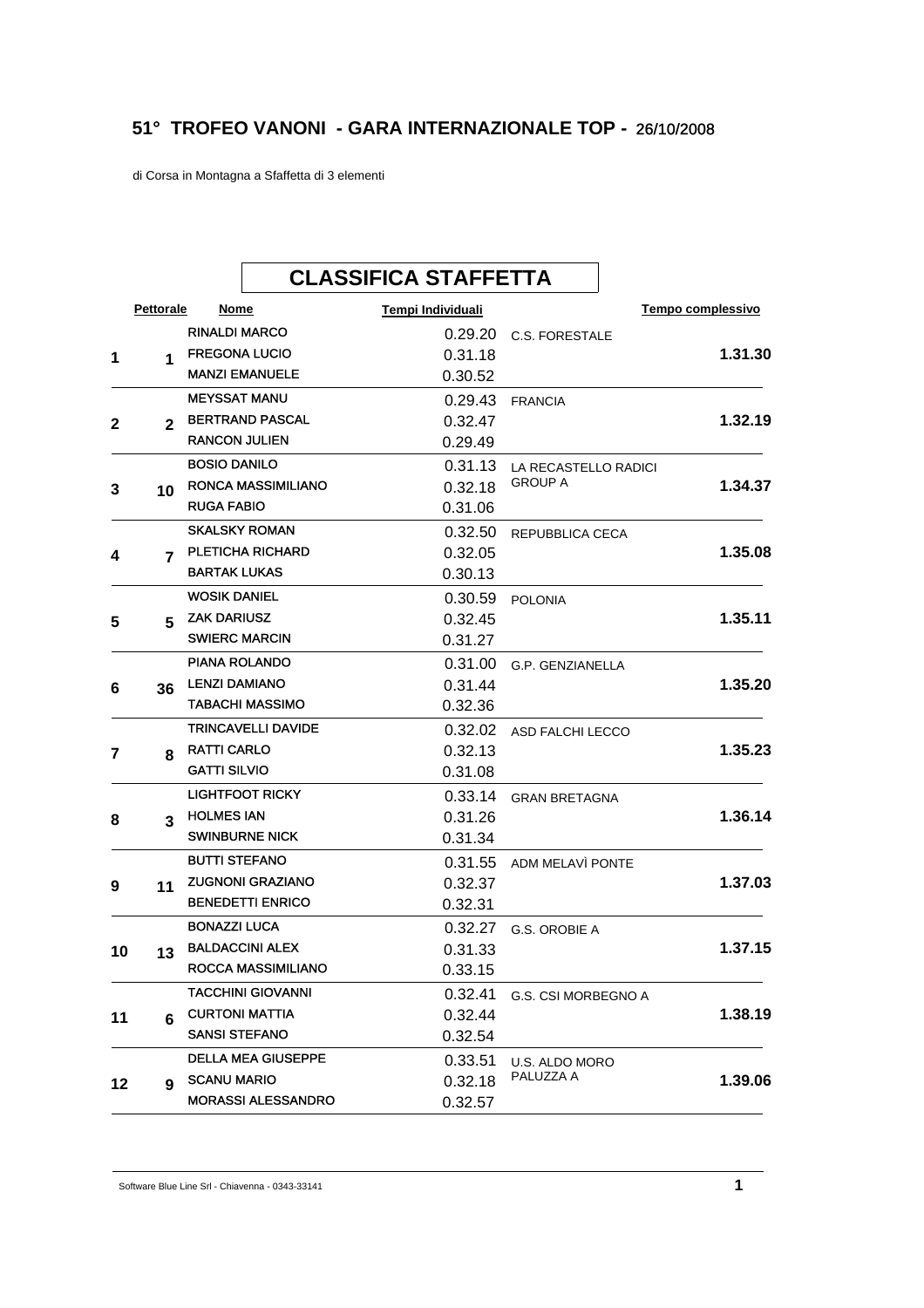# 51° TROFEO VANONI - GARA INTERNAZIONALE TOP - 26/10/2008

di Corsa in Montagna a Sfaffetta di 3 elementi

## CLASSIFICA STAFFETTA

| | Pettorale | Nome | Tempi Individuali | | Tempo complessivo |
|---|---|---|---|---|---|
| 1 | 1 | RINALDI MARCO | 0.29.20 | C.S. FORESTALE | 1.31.30 |
| | | FREGONA LUCIO | 0.31.18 | | |
| | | MANZI EMANUELE | 0.30.52 | | |
| 2 | 2 | MEYSSAT MANU | 0.29.43 | FRANCIA | 1.32.19 |
| | | BERTRAND PASCAL | 0.32.47 | | |
| | | RANCON JULIEN | 0.29.49 | | |
| 3 | 10 | BOSIO DANILO | 0.31.13 | LA RECASTELLO RADICI GROUP A | 1.34.37 |
| | | RONCA MASSIMILIANO | 0.32.18 | | |
| | | RUGA FABIO | 0.31.06 | | |
| 4 | 7 | SKALSKY ROMAN | 0.32.50 | REPUBBLICA CECA | 1.35.08 |
| | | PLETICHA RICHARD | 0.32.05 | | |
| | | BARTAK LUKAS | 0.30.13 | | |
| 5 | 5 | WOSIK DANIEL | 0.30.59 | POLONIA | 1.35.11 |
| | | ZAK DARIUSZ | 0.32.45 | | |
| | | SWIERC MARCIN | 0.31.27 | | |
| 6 | 36 | PIANA ROLANDO | 0.31.00 | G.P. GENZIANELLA | 1.35.20 |
| | | LENZI DAMIANO | 0.31.44 | | |
| | | TABACHI MASSIMO | 0.32.36 | | |
| 7 | 8 | TRINCAVELLI DAVIDE | 0.32.02 | ASD FALCHI LECCO | 1.35.23 |
| | | RATTI CARLO | 0.32.13 | | |
| | | GATTI SILVIO | 0.31.08 | | |
| 8 | 3 | LIGHTFOOT RICKY | 0.33.14 | GRAN BRETAGNA | 1.36.14 |
| | | HOLMES IAN | 0.31.26 | | |
| | | SWINBURNE NICK | 0.31.34 | | |
| 9 | 11 | BUTTI STEFANO | 0.31.55 | ADM MELAVÌ PONTE | 1.37.03 |
| | | ZUGNONI GRAZIANO | 0.32.37 | | |
| | | BENEDETTI ENRICO | 0.32.31 | | |
| 10 | 13 | BONAZZI LUCA | 0.32.27 | G.S. OROBIE A | 1.37.15 |
| | | BALDACCINI ALEX | 0.31.33 | | |
| | | ROCCA MASSIMILIANO | 0.33.15 | | |
| 11 | 6 | TACCHINI GIOVANNI | 0.32.41 | G.S. CSI MORBEGNO A | 1.38.19 |
| | | CURTONI MATTIA | 0.32.44 | | |
| | | SANSI STEFANO | 0.32.54 | | |
| 12 | 9 | DELLA MEA GIUSEPPE | 0.33.51 | U.S. ALDO MORO PALUZZA A | 1.39.06 |
| | | SCANU MARIO | 0.32.18 | | |
| | | MORASSI ALESSANDRO | 0.32.57 | | |

Software Blue Line Srl - Chiavenna - 0343-33141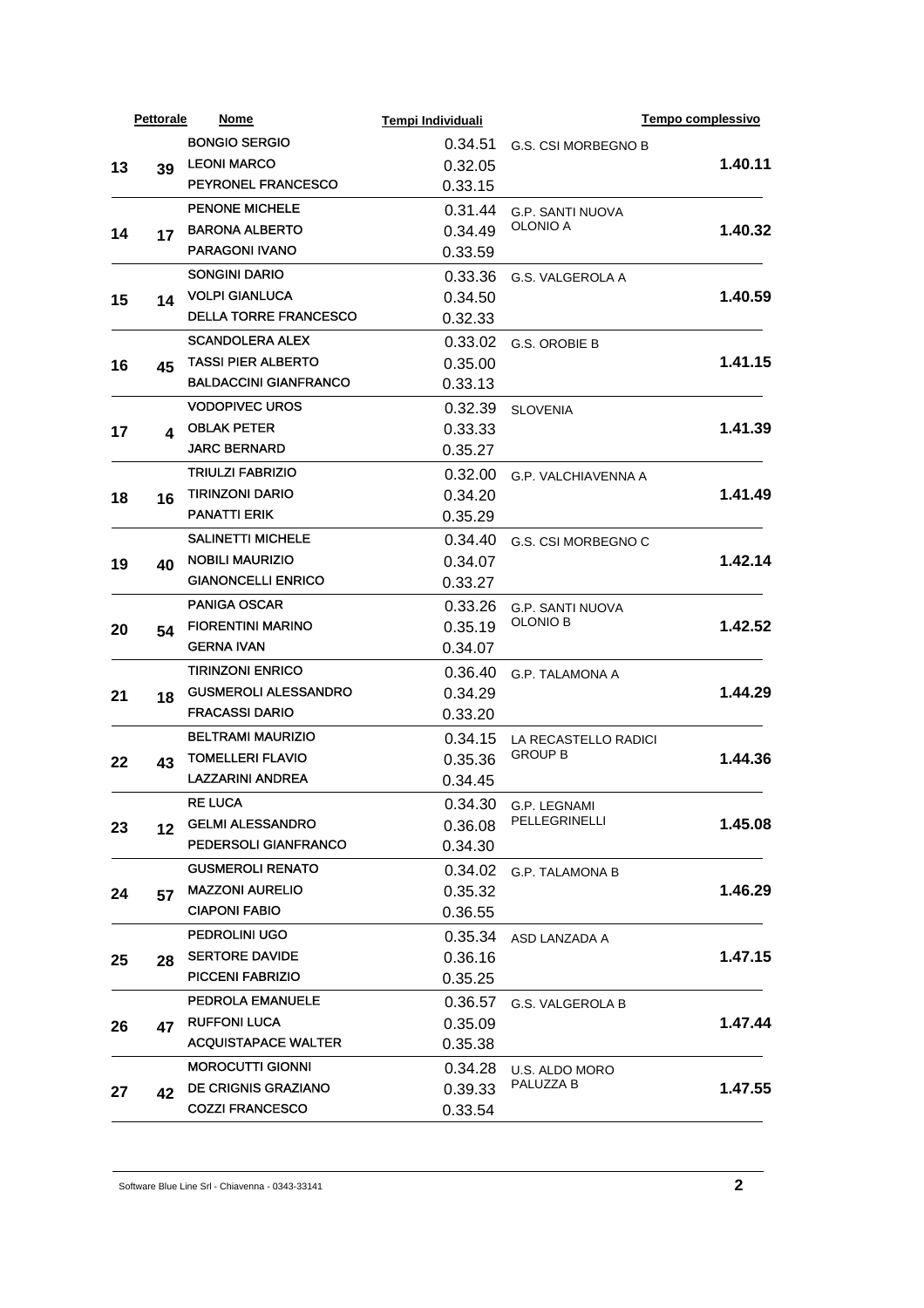| | Pettorale | Nome | Tempi Individuali | | Tempo complessivo |
|---|---|---|---|---|---|
| 13 | 39 | BONGIO SERGIO | 0.34.51 | G.S. CSI MORBEGNO B | 1.40.11 |
| | | LEONI MARCO | 0.32.05 | | |
| | | PEYRONEL FRANCESCO | 0.33.15 | | |
| 14 | 17 | PENONE MICHELE | 0.31.44 | G.P. SANTI NUOVA OLONIO A | 1.40.32 |
| | | BARONA ALBERTO | 0.34.49 | | |
| | | PARAGONI IVANO | 0.33.59 | | |
| 15 | 14 | SONGINI DARIO | 0.33.36 | G.S. VALGEROLA A | 1.40.59 |
| | | VOLPI GIANLUCA | 0.34.50 | | |
| | | DELLA TORRE FRANCESCO | 0.32.33 | | |
| 16 | 45 | SCANDOLERA ALEX | 0.33.02 | G.S. OROBIE B | 1.41.15 |
| | | TASSI PIER ALBERTO | 0.35.00 | | |
| | | BALDACCINI GIANFRANCO | 0.33.13 | | |
| 17 | 4 | VODOPIVEC UROS | 0.32.39 | SLOVENIA | 1.41.39 |
| | | OBLAK PETER | 0.33.33 | | |
| | | JARC BERNARD | 0.35.27 | | |
| 18 | 16 | TRIULZI FABRIZIO | 0.32.00 | G.P. VALCHIAVENNA A | 1.41.49 |
| | | TIRINZONI DARIO | 0.34.20 | | |
| | | PANATTI ERIK | 0.35.29 | | |
| 19 | 40 | SALINETTI MICHELE | 0.34.40 | G.S. CSI MORBEGNO C | 1.42.14 |
| | | NOBILI MAURIZIO | 0.34.07 | | |
| | | GIANONCELLI ENRICO | 0.33.27 | | |
| 20 | 54 | PANIGA OSCAR | 0.33.26 | G.P. SANTI NUOVA OLONIO B | 1.42.52 |
| | | FIORENTINI MARINO | 0.35.19 | | |
| | | GERNA IVAN | 0.34.07 | | |
| 21 | 18 | TIRINZONI ENRICO | 0.36.40 | G.P. TALAMONA A | 1.44.29 |
| | | GUSMEROLI ALESSANDRO | 0.34.29 | | |
| | | FRACASSI DARIO | 0.33.20 | | |
| 22 | 43 | BELTRAMI MAURIZIO | 0.34.15 | LA RECASTELLO RADICI GROUP B | 1.44.36 |
| | | TOMELLERI FLAVIO | 0.35.36 | | |
| | | LAZZARINI ANDREA | 0.34.45 | | |
| 23 | 12 | RE LUCA | 0.34.30 | G.P. LEGNAMI PELLEGRINELLI | 1.45.08 |
| | | GELMI ALESSANDRO | 0.36.08 | | |
| | | PEDERSOLI GIANFRANCO | 0.34.30 | | |
| 24 | 57 | GUSMEROLI RENATO | 0.34.02 | G.P. TALAMONA B | 1.46.29 |
| | | MAZZONI AURELIO | 0.35.32 | | |
| | | CIAPONI FABIO | 0.36.55 | | |
| 25 | 28 | PEDROLINI UGO | 0.35.34 | ASD LANZADA A | 1.47.15 |
| | | SERTORE DAVIDE | 0.36.16 | | |
| | | PICCENI FABRIZIO | 0.35.25 | | |
| 26 | 47 | PEDROLA EMANUELE | 0.36.57 | G.S. VALGEROLA B | 1.47.44 |
| | | RUFFONI LUCA | 0.35.09 | | |
| | | ACQUISTAPACE WALTER | 0.35.38 | | |
| 27 | 42 | MOROCUTTI GIONNI | 0.34.28 | U.S. ALDO MORO PALUZZA B | 1.47.55 |
| | | DE CRIGNIS GRAZIANO | 0.39.33 | | |
| | | COZZI FRANCESCO | 0.33.54 | | |

Software Blue Line Srl - Chiavenna - 0343-33141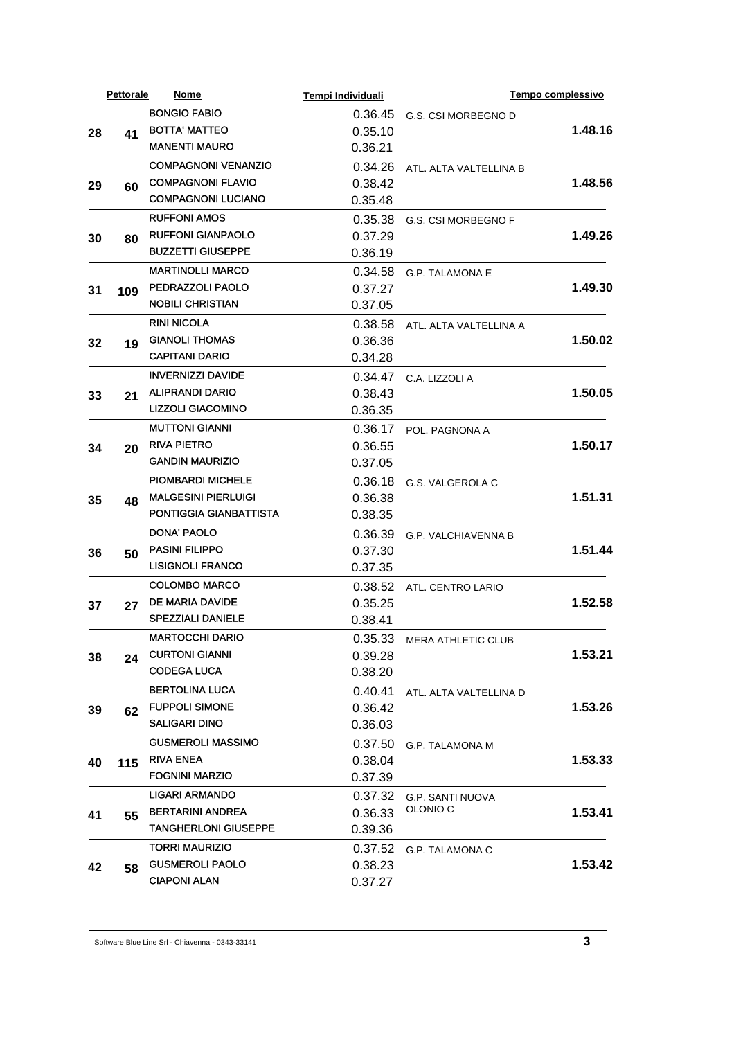| | Pettorale | Nome | Tempi Individuali | | Tempo complessivo |
|---|---|---|---|---|---|
| 28 | 41 | BONGIO FABIO | 0.36.45 | G.S. CSI MORBEGNO D | 1.48.16 |
| | | BOTTA' MATTEO | 0.35.10 | | |
| | | MANENTI MAURO | 0.36.21 | | |
| 29 | 60 | COMPAGNONI VENANZIO | 0.34.26 | ATL. ALTA VALTELLINA B | 1.48.56 |
| | | COMPAGNONI FLAVIO | 0.38.42 | | |
| | | COMPAGNONI LUCIANO | 0.35.48 | | |
| 30 | 80 | RUFFONI AMOS | 0.35.38 | G.S. CSI MORBEGNO F | 1.49.26 |
| | | RUFFONI GIANPAOLO | 0.37.29 | | |
| | | BUZZETTI GIUSEPPE | 0.36.19 | | |
| 31 | 109 | MARTINOLLI MARCO | 0.34.58 | G.P. TALAMONA E | 1.49.30 |
| | | PEDRAZZOLI PAOLO | 0.37.27 | | |
| | | NOBILI CHRISTIAN | 0.37.05 | | |
| 32 | 19 | RINI NICOLA | 0.38.58 | ATL. ALTA VALTELLINA A | 1.50.02 |
| | | GIANOLI THOMAS | 0.36.36 | | |
| | | CAPITANI DARIO | 0.34.28 | | |
| 33 | 21 | INVERNIZZI DAVIDE | 0.34.47 | C.A. LIZZOLI A | 1.50.05 |
| | | ALIPRANDI DARIO | 0.38.43 | | |
| | | LIZZOLI GIACOMINO | 0.36.35 | | |
| 34 | 20 | MUTTONI GIANNI | 0.36.17 | POL. PAGNONA A | 1.50.17 |
| | | RIVA PIETRO | 0.36.55 | | |
| | | GANDIN MAURIZIO | 0.37.05 | | |
| 35 | 48 | PIOMBARDI MICHELE | 0.36.18 | G.S. VALGEROLA C | 1.51.31 |
| | | MALGESINI PIERLUIGI | 0.36.38 | | |
| | | PONTIGGIA GIANBATTISTA | 0.38.35 | | |
| 36 | 50 | DONA' PAOLO | 0.36.39 | G.P. VALCHIAVENNA B | 1.51.44 |
| | | PASINI FILIPPO | 0.37.30 | | |
| | | LISIGNOLI FRANCO | 0.37.35 | | |
| 37 | 27 | COLOMBO MARCO | 0.38.52 | ATL. CENTRO LARIO | 1.52.58 |
| | | DE MARIA DAVIDE | 0.35.25 | | |
| | | SPEZZIALI DANIELE | 0.38.41 | | |
| 38 | 24 | MARTOCCHI DARIO | 0.35.33 | MERA ATHLETIC CLUB | 1.53.21 |
| | | CURTONI GIANNI | 0.39.28 | | |
| | | CODEGA LUCA | 0.38.20 | | |
| 39 | 62 | BERTOLINA LUCA | 0.40.41 | ATL. ALTA VALTELLINA D | 1.53.26 |
| | | FUPPOLI SIMONE | 0.36.42 | | |
| | | SALIGARI DINO | 0.36.03 | | |
| 40 | 115 | GUSMEROLI MASSIMO | 0.37.50 | G.P. TALAMONA M | 1.53.33 |
| | | RIVA ENEA | 0.38.04 | | |
| | | FOGNINI MARZIO | 0.37.39 | | |
| 41 | 55 | LIGARI ARMANDO | 0.37.32 | G.P. SANTI NUOVA OLONIO C | 1.53.41 |
| | | BERTARINI ANDREA | 0.36.33 | | |
| | | TANGHERLONI GIUSEPPE | 0.39.36 | | |
| 42 | 58 | TORRI MAURIZIO | 0.37.52 | G.P. TALAMONA C | 1.53.42 |
| | | GUSMEROLI PAOLO | 0.38.23 | | |
| | | CIAPONI ALAN | 0.37.27 | | |

Software Blue Line Srl - Chiavenna - 0343-33141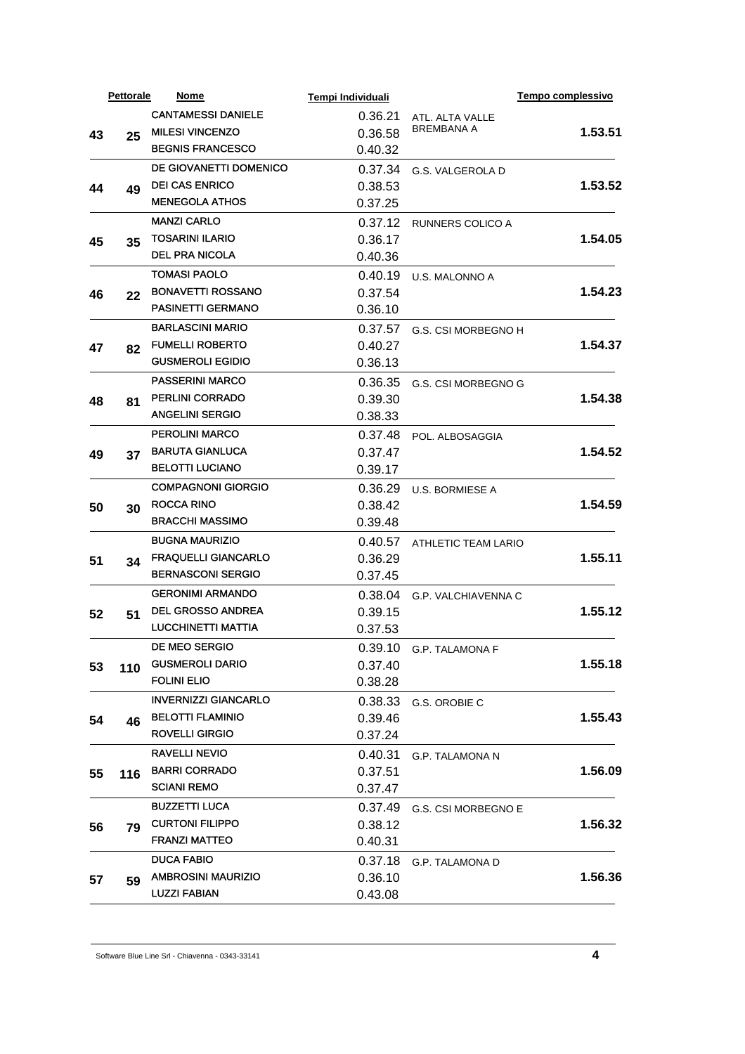| | Pettorale | Nome | Tempi Individuali | | Tempo complessivo |
|---|---|---|---|---|---|
| 43 | 25 | CANTAMESSI DANIELE | 0.36.21 | ATL. ALTA VALLE BREMBANA A | 1.53.51 |
| | | MILESI VINCENZO | 0.36.58 | | |
| | | BEGNIS FRANCESCO | 0.40.32 | | |
| 44 | 49 | DE GIOVANETTI DOMENICO | 0.37.34 | G.S. VALGEROLA D | 1.53.52 |
| | | DEI CAS ENRICO | 0.38.53 | | |
| | | MENEGOLA ATHOS | 0.37.25 | | |
| 45 | 35 | MANZI CARLO | 0.37.12 | RUNNERS COLICO A | 1.54.05 |
| | | TOSARINI ILARIO | 0.36.17 | | |
| | | DEL PRA NICOLA | 0.40.36 | | |
| 46 | 22 | TOMASI PAOLO | 0.40.19 | U.S. MALONNO A | 1.54.23 |
| | | BONAVETTI ROSSANO | 0.37.54 | | |
| | | PASINETTI GERMANO | 0.36.10 | | |
| 47 | 82 | BARLASCINI MARIO | 0.37.57 | G.S. CSI MORBEGNO H | 1.54.37 |
| | | FUMELLI ROBERTO | 0.40.27 | | |
| | | GUSMEROLI EGIDIO | 0.36.13 | | |
| 48 | 81 | PASSERINI MARCO | 0.36.35 | G.S. CSI MORBEGNO G | 1.54.38 |
| | | PERLINI CORRADO | 0.39.30 | | |
| | | ANGELINI SERGIO | 0.38.33 | | |
| 49 | 37 | PEROLINI MARCO | 0.37.48 | POL. ALBOSAGGIA | 1.54.52 |
| | | BARUTA GIANLUCA | 0.37.47 | | |
| | | BELOTTI LUCIANO | 0.39.17 | | |
| 50 | 30 | COMPAGNONI GIORGIO | 0.36.29 | U.S. BORMIESE A | 1.54.59 |
| | | ROCCA RINO | 0.38.42 | | |
| | | BRACCHI MASSIMO | 0.39.48 | | |
| 51 | 34 | BUGNA MAURIZIO | 0.40.57 | ATHLETIC TEAM LARIO | 1.55.11 |
| | | FRAQUELLI GIANCARLO | 0.36.29 | | |
| | | BERNASCONI SERGIO | 0.37.45 | | |
| 52 | 51 | GERONIMI ARMANDO | 0.38.04 | G.P. VALCHIAVENNA C | 1.55.12 |
| | | DEL GROSSO ANDREA | 0.39.15 | | |
| | | LUCCHINETTI MATTIA | 0.37.53 | | |
| 53 | 110 | DE MEO SERGIO | 0.39.10 | G.P. TALAMONA F | 1.55.18 |
| | | GUSMEROLI DARIO | 0.37.40 | | |
| | | FOLINI ELIO | 0.38.28 | | |
| 54 | 46 | INVERNIZZI GIANCARLO | 0.38.33 | G.S. OROBIE C | 1.55.43 |
| | | BELOTTI FLAMINIO | 0.39.46 | | |
| | | ROVELLI GIRGIO | 0.37.24 | | |
| 55 | 116 | RAVELLI NEVIO | 0.40.31 | G.P. TALAMONA N | 1.56.09 |
| | | BARRI CORRADO | 0.37.51 | | |
| | | SCIANI REMO | 0.37.47 | | |
| 56 | 79 | BUZZETTI LUCA | 0.37.49 | G.S. CSI MORBEGNO E | 1.56.32 |
| | | CURTONI FILIPPO | 0.38.12 | | |
| | | FRANZI MATTEO | 0.40.31 | | |
| 57 | 59 | DUCA FABIO | 0.37.18 | G.P. TALAMONA D | 1.56.36 |
| | | AMBROSINI MAURIZIO | 0.36.10 | | |
| | | LUZZI FABIAN | 0.43.08 | | |

Software Blue Line Srl - Chiavenna - 0343-33141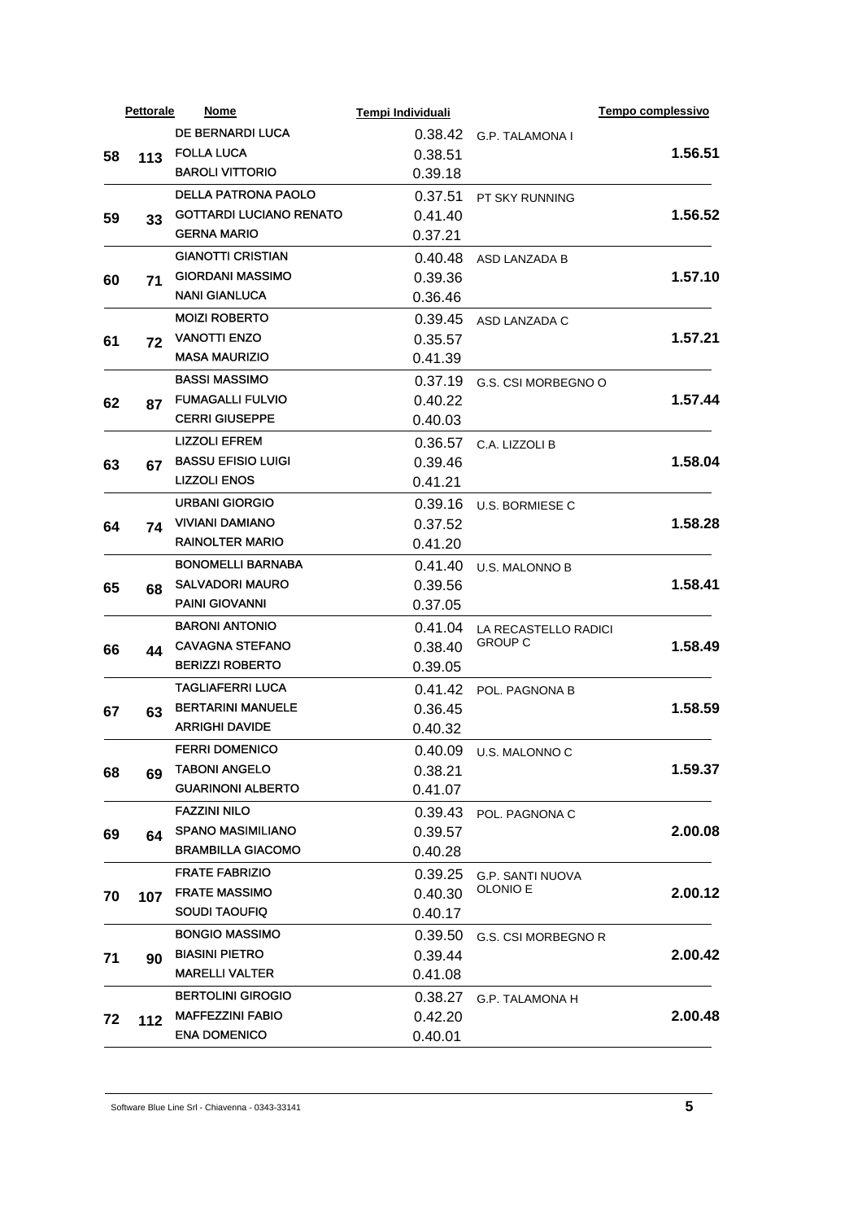| | Pettorale | Nome | Tempi Individuali | | Tempo complessivo |
|---|---|---|---|---|---|
| 58 | 113 | DE BERNARDI LUCA | 0.38.42 | G.P. TALAMONA I | 1.56.51 |
| | | FOLLA LUCA | 0.38.51 | | |
| | | BAROLI VITTORIO | 0.39.18 | | |
| 59 | 33 | DELLA PATRONA PAOLO | 0.37.51 | PT SKY RUNNING | 1.56.52 |
| | | GOTTARDI LUCIANO RENATO | 0.41.40 | | |
| | | GERNA MARIO | 0.37.21 | | |
| 60 | 71 | GIANOTTI CRISTIAN | 0.40.48 | ASD LANZADA B | 1.57.10 |
| | | GIORDANI MASSIMO | 0.39.36 | | |
| | | NANI GIANLUCA | 0.36.46 | | |
| 61 | 72 | MOIZI ROBERTO | 0.39.45 | ASD LANZADA C | 1.57.21 |
| | | VANOTTI ENZO | 0.35.57 | | |
| | | MASA MAURIZIO | 0.41.39 | | |
| 62 | 87 | BASSI MASSIMO | 0.37.19 | G.S. CSI MORBEGNO O | 1.57.44 |
| | | FUMAGALLI FULVIO | 0.40.22 | | |
| | | CERRI GIUSEPPE | 0.40.03 | | |
| 63 | 67 | LIZZOLI EFREM | 0.36.57 | C.A. LIZZOLI B | 1.58.04 |
| | | BASSU EFISIO LUIGI | 0.39.46 | | |
| | | LIZZOLI ENOS | 0.41.21 | | |
| 64 | 74 | URBANI GIORGIO | 0.39.16 | U.S. BORMIESE C | 1.58.28 |
| | | VIVIANI DAMIANO | 0.37.52 | | |
| | | RAINOLTER MARIO | 0.41.20 | | |
| 65 | 68 | BONOMELLI BARNABA | 0.41.40 | U.S. MALONNO B | 1.58.41 |
| | | SALVADORI MAURO | 0.39.56 | | |
| | | PAINI GIOVANNI | 0.37.05 | | |
| 66 | 44 | BARONI ANTONIO | 0.41.04 | LA RECASTELLO RADICI GROUP C | 1.58.49 |
| | | CAVAGNA STEFANO | 0.38.40 | | |
| | | BERIZZI ROBERTO | 0.39.05 | | |
| 67 | 63 | TAGLIAFERRI LUCA | 0.41.42 | POL. PAGNONA B | 1.58.59 |
| | | BERTARINI MANUELE | 0.36.45 | | |
| | | ARRIGHI DAVIDE | 0.40.32 | | |
| 68 | 69 | FERRI DOMENICO | 0.40.09 | U.S. MALONNO C | 1.59.37 |
| | | TABONI ANGELO | 0.38.21 | | |
| | | GUARINONI ALBERTO | 0.41.07 | | |
| 69 | 64 | FAZZINI NILO | 0.39.43 | POL. PAGNONA C | 2.00.08 |
| | | SPANO MASIMILIANO | 0.39.57 | | |
| | | BRAMBILLA GIACOMO | 0.40.28 | | |
| 70 | 107 | FRATE FABRIZIO | 0.39.25 | G.P. SANTI NUOVA OLONIO E | 2.00.12 |
| | | FRATE MASSIMO | 0.40.30 | | |
| | | SOUDI TAOUFIQ | 0.40.17 | | |
| 71 | 90 | BONGIO MASSIMO | 0.39.50 | G.S. CSI MORBEGNO R | 2.00.42 |
| | | BIASINI PIETRO | 0.39.44 | | |
| | | MARELLI VALTER | 0.41.08 | | |
| 72 | 112 | BERTOLINI GIROGIO | 0.38.27 | G.P. TALAMONA H | 2.00.48 |
| | | MAFFEZZINI FABIO | 0.42.20 | | |
| | | ENA DOMENICO | 0.40.01 | | |

Software Blue Line Srl - Chiavenna - 0343-33141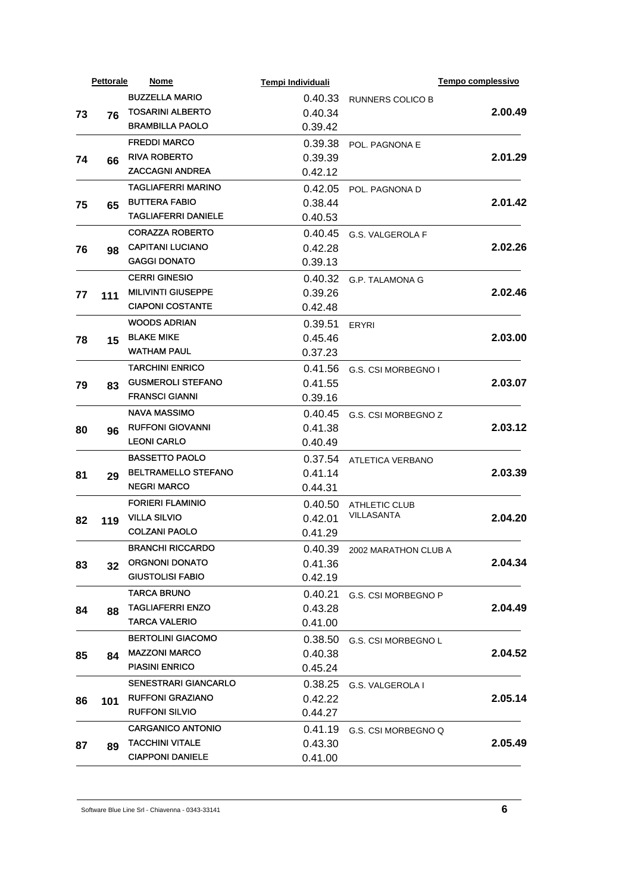| | Pettorale | Nome | Tempi Individuali | | Tempo complessivo |
|---|---|---|---|---|---|
| 73 | 76 | BUZZELLA MARIO<br>TOSARINI ALBERTO<br>BRAMBILLA PAOLO | 0.40.33<br>0.40.34<br>0.39.42 | RUNNERS COLICO B | **2.00.49** |
| 74 | 66 | FREDDI MARCO<br>RIVA ROBERTO<br>ZACCAGNI ANDREA | 0.39.38<br>0.39.39<br>0.42.12 | POL. PAGNONA E | **2.01.29** |
| 75 | 65 | TAGLIAFERRI MARINO<br>BUTTERA FABIO<br>TAGLIAFERRI DANIELE | 0.42.05<br>0.38.44<br>0.40.53 | POL. PAGNONA D | **2.01.42** |
| 76 | 98 | CORAZZA ROBERTO<br>CAPITANI LUCIANO<br>GAGGI DONATO | 0.40.45<br>0.42.28<br>0.39.13 | G.S. VALGEROLA F | **2.02.26** |
| 77 | 111 | CERRI GINESIO<br>MILIVINTI GIUSEPPE<br>CIAPONI COSTANTE | 0.40.32<br>0.39.26<br>0.42.48 | G.P. TALAMONA G | **2.02.46** |
| 78 | 15 | WOODS ADRIAN<br>BLAKE MIKE<br>WATHAM PAUL | 0.39.51<br>0.45.46<br>0.37.23 | ERYRI | **2.03.00** |
| 79 | 83 | TARCHINI ENRICO<br>GUSMEROLI STEFANO<br>FRANSCI GIANNI | 0.41.56<br>0.41.55<br>0.39.16 | G.S. CSI MORBEGNO I | **2.03.07** |
| 80 | 96 | NAVA MASSIMO<br>RUFFONI GIOVANNI<br>LEONI CARLO | 0.40.45<br>0.41.38<br>0.40.49 | G.S. CSI MORBEGNO Z | **2.03.12** |
| 81 | 29 | BASSETTO PAOLO<br>BELTRAMELLO STEFANO<br>NEGRI MARCO | 0.37.54<br>0.41.14<br>0.44.31 | ATLETICA VERBANO | **2.03.39** |
| 82 | 119 | FORIERI FLAMINIO<br>VILLA SILVIO<br>COLZANI PAOLO | 0.40.50<br>0.42.01<br>0.41.29 | ATHLETIC CLUB VILLASANTA | **2.04.20** |
| 83 | 32 | BRANCHI RICCARDO<br>ORGNONI DONATO<br>GIUSTOLISI FABIO | 0.40.39<br>0.41.36<br>0.42.19 | 2002 MARATHON CLUB A | **2.04.34** |
| 84 | 88 | TARCA BRUNO<br>TAGLIAFERRI ENZO<br>TARCA VALERIO | 0.40.21<br>0.43.28<br>0.41.00 | G.S. CSI MORBEGNO P | **2.04.49** |
| 85 | 84 | BERTOLINI GIACOMO<br>MAZZONI MARCO<br>PIASINI ENRICO | 0.38.50<br>0.40.38<br>0.45.24 | G.S. CSI MORBEGNO L | **2.04.52** |
| 86 | 101 | SENESTRARI GIANCARLO<br>RUFFONI GRAZIANO<br>RUFFONI SILVIO | 0.38.25<br>0.42.22<br>0.44.27 | G.S. VALGEROLA I | **2.05.14** |
| 87 | 89 | CARGANICO ANTONIO<br>TACCHINI VITALE<br>CIAPPONI DANIELE | 0.41.19<br>0.43.30<br>0.41.00 | G.S. CSI MORBEGNO Q | **2.05.49** |

Software Blue Line Srl - Chiavenna - 0343-33141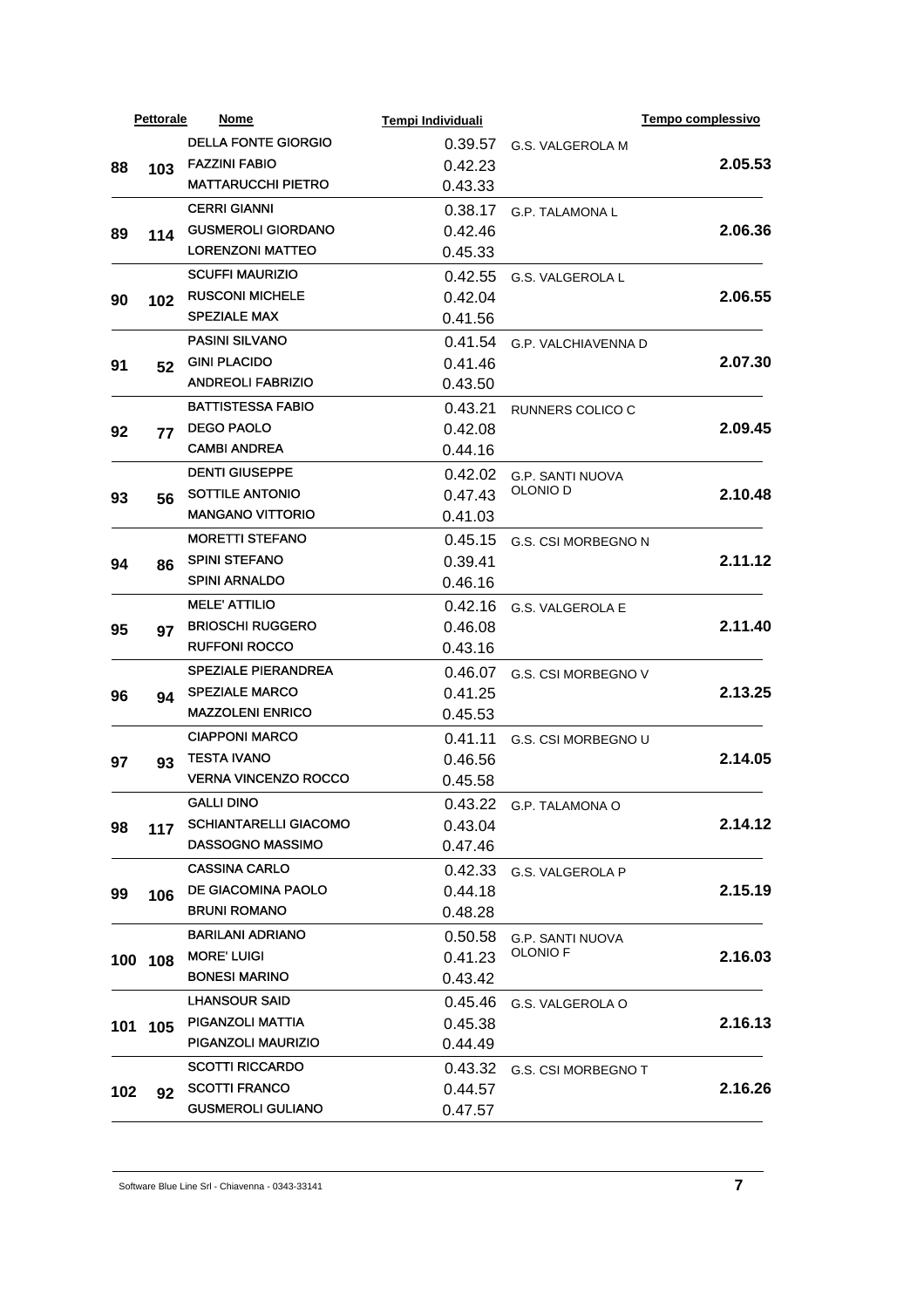| | Pettorale | Nome | Tempi Individuali | | Tempo complessivo |
|---|---|---|---|---|---|
| 88 | 103 | DELLA FONTE GIORGIO | 0.39.57 | G.S. VALGEROLA M | 2.05.53 |
| | | FAZZINI FABIO | 0.42.23 | | |
| | | MATTARUCCHI PIETRO | 0.43.33 | | |
| 89 | 114 | CERRI GIANNI | 0.38.17 | G.P. TALAMONA L | 2.06.36 |
| | | GUSMEROLI GIORDANO | 0.42.46 | | |
| | | LORENZONI MATTEO | 0.45.33 | | |
| 90 | 102 | SCUFFI MAURIZIO | 0.42.55 | G.S. VALGEROLA L | 2.06.55 |
| | | RUSCONI MICHELE | 0.42.04 | | |
| | | SPEZIALE MAX | 0.41.56 | | |
| 91 | 52 | PASINI SILVANO | 0.41.54 | G.P. VALCHIAVENNA D | 2.07.30 |
| | | GINI PLACIDO | 0.41.46 | | |
| | | ANDREOLI FABRIZIO | 0.43.50 | | |
| 92 | 77 | BATTISTESSA FABIO | 0.43.21 | RUNNERS COLICO C | 2.09.45 |
| | | DEGO PAOLO | 0.42.08 | | |
| | | CAMBI ANDREA | 0.44.16 | | |
| 93 | 56 | DENTI GIUSEPPE | 0.42.02 | G.P. SANTI NUOVA OLONIO D | 2.10.48 |
| | | SOTTILE ANTONIO | 0.47.43 | | |
| | | MANGANO VITTORIO | 0.41.03 | | |
| 94 | 86 | MORETTI STEFANO | 0.45.15 | G.S. CSI MORBEGNO N | 2.11.12 |
| | | SPINI STEFANO | 0.39.41 | | |
| | | SPINI ARNALDO | 0.46.16 | | |
| 95 | 97 | MELE' ATTILIO | 0.42.16 | G.S. VALGEROLA E | 2.11.40 |
| | | BRIOSCHI RUGGERO | 0.46.08 | | |
| | | RUFFONI ROCCO | 0.43.16 | | |
| 96 | 94 | SPEZIALE PIERANDREA | 0.46.07 | G.S. CSI MORBEGNO V | 2.13.25 |
| | | SPEZIALE MARCO | 0.41.25 | | |
| | | MAZZOLENI ENRICO | 0.45.53 | | |
| 97 | 93 | CIAPPONI MARCO | 0.41.11 | G.S. CSI MORBEGNO U | 2.14.05 |
| | | TESTA IVANO | 0.46.56 | | |
| | | VERNA VINCENZO ROCCO | 0.45.58 | | |
| 98 | 117 | GALLI DINO | 0.43.22 | G.P. TALAMONA O | 2.14.12 |
| | | SCHIANTARELLI GIACOMO | 0.43.04 | | |
| | | DASSOGNO MASSIMO | 0.47.46 | | |
| 99 | 106 | CASSINA CARLO | 0.42.33 | G.S. VALGEROLA P | 2.15.19 |
| | | DE GIACOMINA PAOLO | 0.44.18 | | |
| | | BRUNI ROMANO | 0.48.28 | | |
| 100 | 108 | BARILANI ADRIANO | 0.50.58 | G.P. SANTI NUOVA OLONIO F | 2.16.03 |
| | | MORE' LUIGI | 0.41.23 | | |
| | | BONESI MARINO | 0.43.42 | | |
| 101 | 105 | LHANSOUR SAID | 0.45.46 | G.S. VALGEROLA O | 2.16.13 |
| | | PIGANZOLI MATTIA | 0.45.38 | | |
| | | PIGANZOLI MAURIZIO | 0.44.49 | | |
| 102 | 92 | SCOTTI RICCARDO | 0.43.32 | G.S. CSI MORBEGNO T | 2.16.26 |
| | | SCOTTI FRANCO | 0.44.57 | | |
| | | GUSMEROLI GULIANO | 0.47.57 | | |

Software Blue Line Srl - Chiavenna - 0343-33141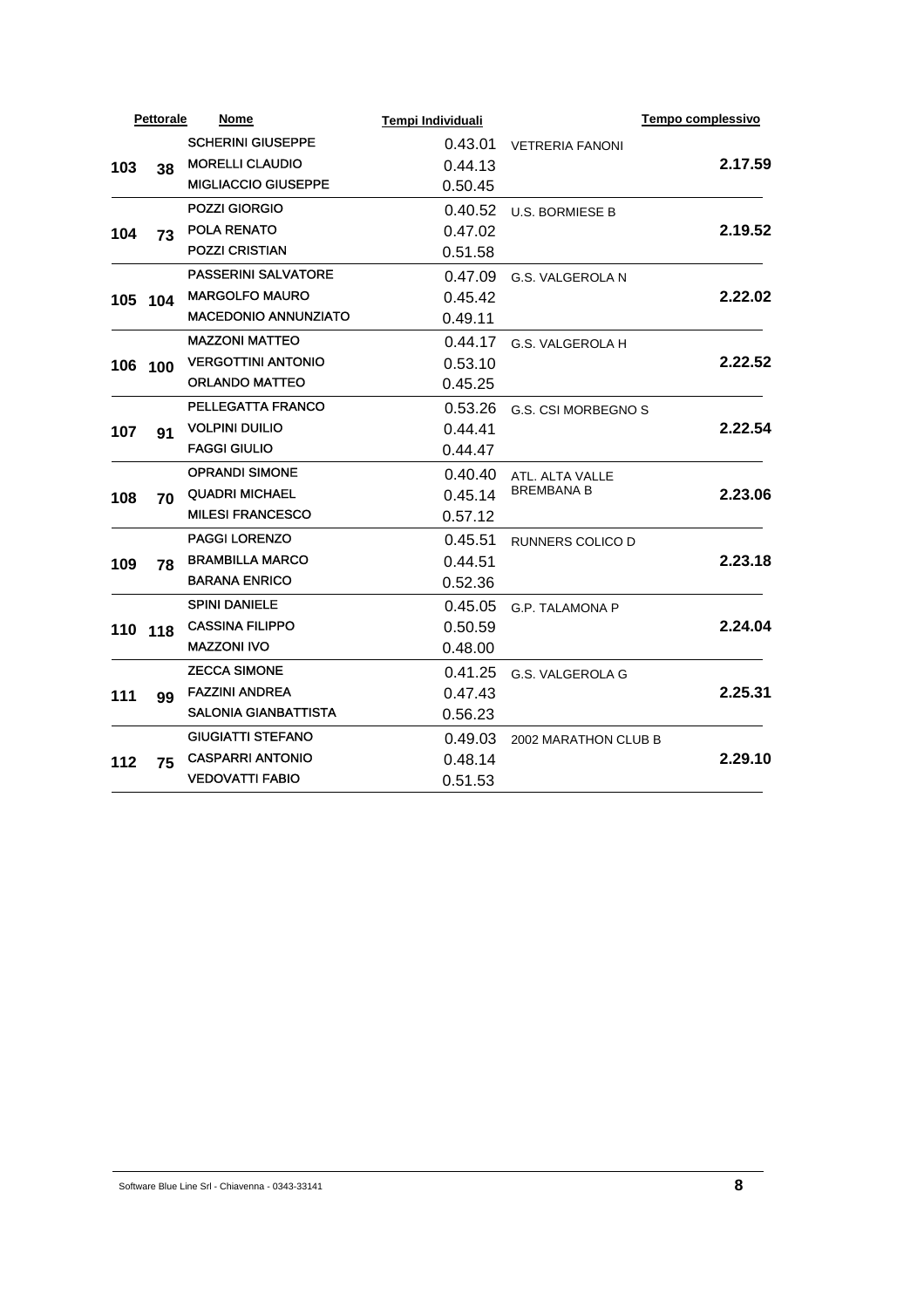| Pettorale | | Nome | Tempi Individuali | | Tempo complessivo |
|---|---|---|---|---|---|
| 103 | 38 | SCHERINI GIUSEPPE | 0.43.01 | VETRERIA FANONI | 2.17.59 |
| | | MORELLI CLAUDIO | 0.44.13 | | |
| | | MIGLIACCIO GIUSEPPE | 0.50.45 | | |
| 104 | 73 | POZZI GIORGIO | 0.40.52 | U.S. BORMIESE B | 2.19.52 |
| | | POLA RENATO | 0.47.02 | | |
| | | POZZI CRISTIAN | 0.51.58 | | |
| 105 | 104 | PASSERINI SALVATORE | 0.47.09 | G.S. VALGEROLA N | 2.22.02 |
| | | MARGOLFO MAURO | 0.45.42 | | |
| | | MACEDONIO ANNUNZIATO | 0.49.11 | | |
| 106 | 100 | MAZZONI MATTEO | 0.44.17 | G.S. VALGEROLA H | 2.22.52 |
| | | VERGOTTINI ANTONIO | 0.53.10 | | |
| | | ORLANDO MATTEO | 0.45.25 | | |
| 107 | 91 | PELLEGATTA FRANCO | 0.53.26 | G.S. CSI MORBEGNO S | 2.22.54 |
| | | VOLPINI DUILIO | 0.44.41 | | |
| | | FAGGI GIULIO | 0.44.47 | | |
| 108 | 70 | OPRANDI SIMONE | 0.40.40 | ATL. ALTA VALLE BREMBANA B | 2.23.06 |
| | | QUADRI MICHAEL | 0.45.14 | | |
| | | MILESI FRANCESCO | 0.57.12 | | |
| 109 | 78 | PAGGI LORENZO | 0.45.51 | RUNNERS COLICO D | 2.23.18 |
| | | BRAMBILLA MARCO | 0.44.51 | | |
| | | BARANA ENRICO | 0.52.36 | | |
| 110 | 118 | SPINI DANIELE | 0.45.05 | G.P. TALAMONA P | 2.24.04 |
| | | CASSINA FILIPPO | 0.50.59 | | |
| | | MAZZONI IVO | 0.48.00 | | |
| 111 | 99 | ZECCA SIMONE | 0.41.25 | G.S. VALGEROLA G | 2.25.31 |
| | | FAZZINI ANDREA | 0.47.43 | | |
| | | SALONIA GIANBATTISTA | 0.56.23 | | |
| 112 | 75 | GIUGIATTI STEFANO | 0.49.03 | 2002 MARATHON CLUB B | 2.29.10 |
| | | CASPARRI ANTONIO | 0.48.14 | | |
| | | VEDOVATTI FABIO | 0.51.53 | | |

Software Blue Line Srl - Chiavenna - 0343-33141